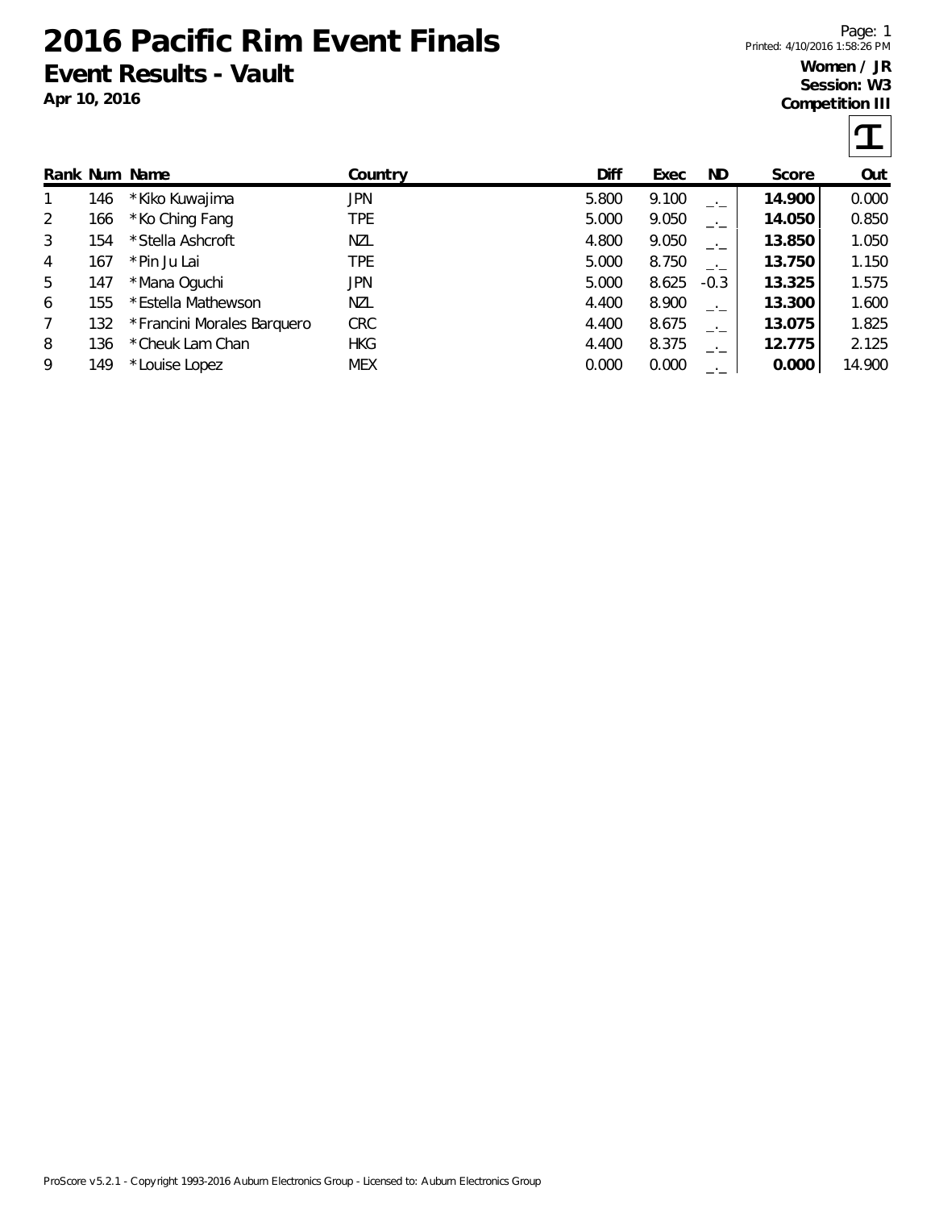# 2016 Pacific Rim Event Finals

## Event Results - Vault

**Apr 10, 2016**

**Women / JR**
**Session: W3**
**Competition III**

| Rank | Num | Name | Country | Diff | Exec | ND | Score | Out |
|---|---|---|---|---|---|---|---|---|
| 1 | 146 | *Kiko Kuwajima | JPN | 5.800 | 9.100 | _._ | **14.900** | 0.000 |
| 2 | 166 | *Ko Ching Fang | TPE | 5.000 | 9.050 | _._ | **14.050** | 0.850 |
| 3 | 154 | *Stella Ashcroft | NZL | 4.800 | 9.050 | _._ | **13.850** | 1.050 |
| 4 | 167 | *Pin Ju Lai | TPE | 5.000 | 8.750 | _._ | **13.750** | 1.150 |
| 5 | 147 | *Mana Oguchi | JPN | 5.000 | 8.625 | -0.3 | **13.325** | 1.575 |
| 6 | 155 | *Estella Mathewson | NZL | 4.400 | 8.900 | _._ | **13.300** | 1.600 |
| 7 | 132 | *Francini Morales Barquero | CRC | 4.400 | 8.675 | _._ | **13.075** | 1.825 |
| 8 | 136 | *Cheuk Lam Chan | HKG | 4.400 | 8.375 | _._ | **12.775** | 2.125 |
| 9 | 149 | *Louise Lopez | MEX | 0.000 | 0.000 | _._ | **0.000** | 14.900 |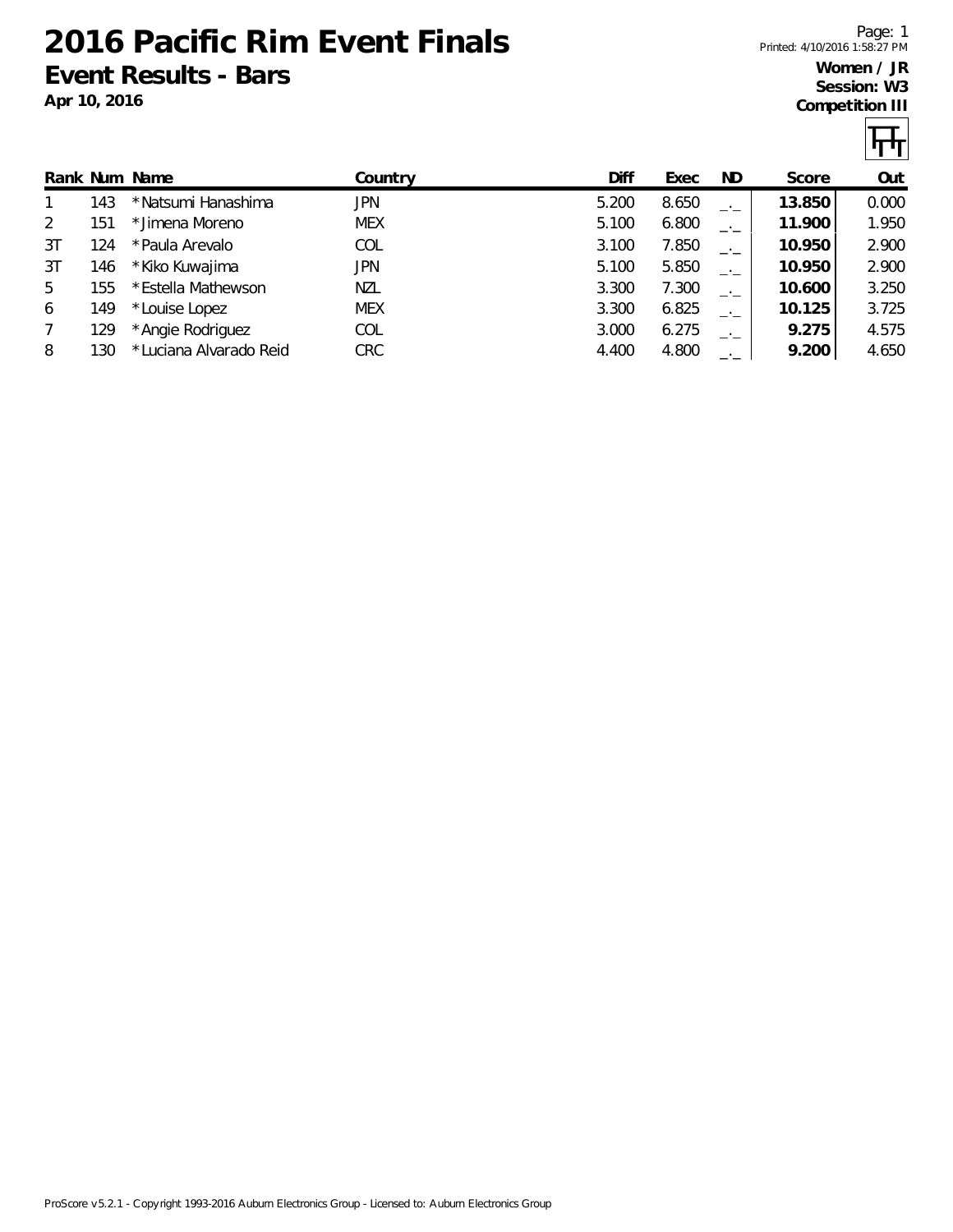# 2016 Pacific Rim Event Finals

## Event Results - Bars

**Apr 10, 2016**

Printed: 4/10/2016 1:58:27 PM

**Women / JR**
**Session: W3**
**Competition III**

| Rank | Num | Name | Country | Diff | Exec | ND | Score | Out |
|---|---|---|---|---|---|---|---|---|
| 1 | 143 | *Natsumi Hanashima | JPN | 5.200 | 8.650 | _._ | **13.850** | 0.000 |
| 2 | 151 | *Jimena Moreno | MEX | 5.100 | 6.800 | _._ | **11.900** | 1.950 |
| 3T | 124 | *Paula Arevalo | COL | 3.100 | 7.850 | _._ | **10.950** | 2.900 |
| 3T | 146 | *Kiko Kuwajima | JPN | 5.100 | 5.850 | _._ | **10.950** | 2.900 |
| 5 | 155 | *Estella Mathewson | NZL | 3.300 | 7.300 | _._ | **10.600** | 3.250 |
| 6 | 149 | *Louise Lopez | MEX | 3.300 | 6.825 | _._ | **10.125** | 3.725 |
| 7 | 129 | *Angie Rodriguez | COL | 3.000 | 6.275 | _._ | **9.275** | 4.575 |
| 8 | 130 | *Luciana Alvarado Reid | CRC | 4.400 | 4.800 | _._ | **9.200** | 4.650 |

ProScore v5.2.1 - Copyright 1993-2016 Auburn Electronics Group - Licensed to: Auburn Electronics Group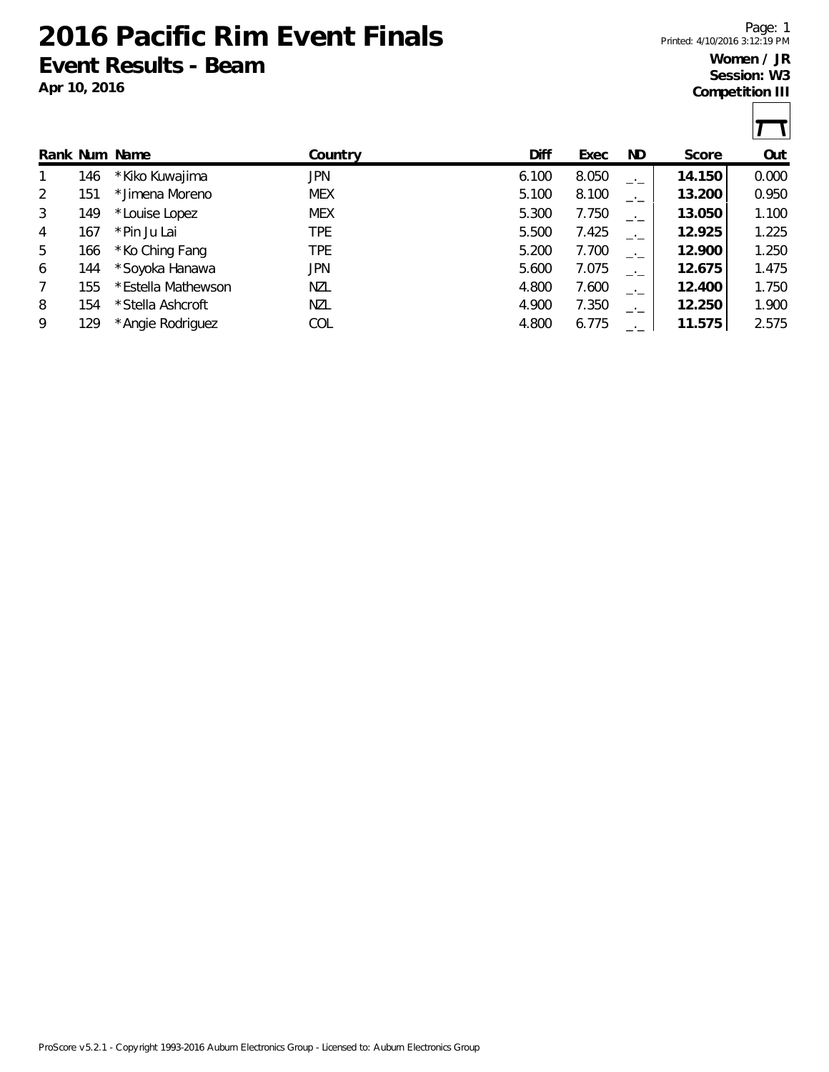# 2016 Pacific Rim Event Finals

## Event Results - Beam

**Apr 10, 2016**

Printed: 4/10/2016 3:12:19 PM

**Women / JR**
**Session: W3**
**Competition III**

| Rank | Num | Name | Country | Diff | Exec | ND | Score | Out |
|---|---|---|---|---|---|---|---|---|
| 1 | 146 | *Kiko Kuwajima | JPN | 6.100 | 8.050 | _._ | **14.150** | 0.000 |
| 2 | 151 | *Jimena Moreno | MEX | 5.100 | 8.100 | _._ | **13.200** | 0.950 |
| 3 | 149 | *Louise Lopez | MEX | 5.300 | 7.750 | _._ | **13.050** | 1.100 |
| 4 | 167 | *Pin Ju Lai | TPE | 5.500 | 7.425 | _._ | **12.925** | 1.225 |
| 5 | 166 | *Ko Ching Fang | TPE | 5.200 | 7.700 | _._ | **12.900** | 1.250 |
| 6 | 144 | *Soyoka Hanawa | JPN | 5.600 | 7.075 | _._ | **12.675** | 1.475 |
| 7 | 155 | *Estella Mathewson | NZL | 4.800 | 7.600 | _._ | **12.400** | 1.750 |
| 8 | 154 | *Stella Ashcroft | NZL | 4.900 | 7.350 | _._ | **12.250** | 1.900 |
| 9 | 129 | *Angie Rodriguez | COL | 4.800 | 6.775 | _._ | **11.575** | 2.575 |

ProScore v5.2.1 - Copyright 1993-2016 Auburn Electronics Group - Licensed to: Auburn Electronics Group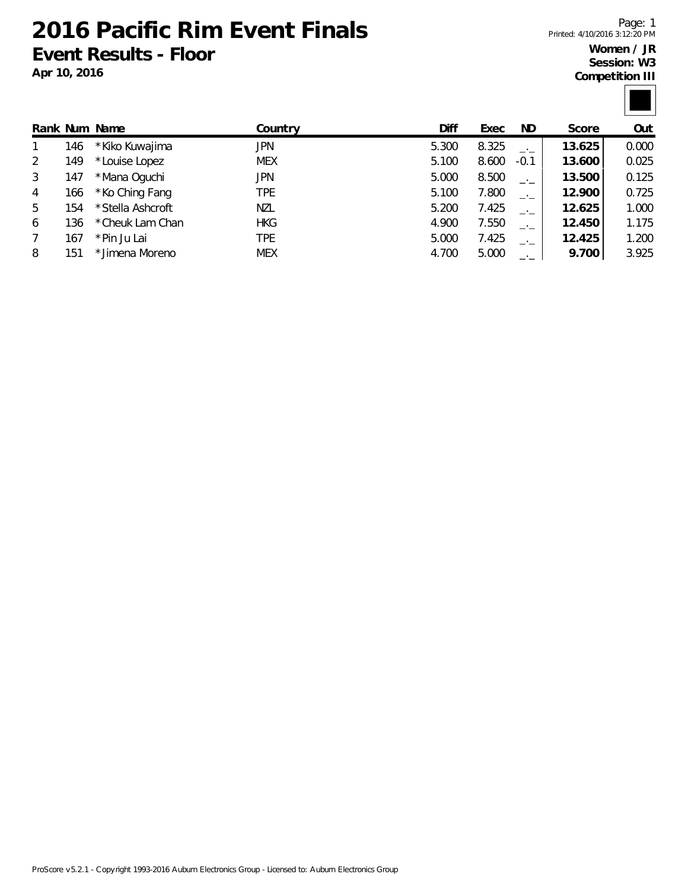# 2016 Pacific Rim Event Finals

## Event Results - Floor

**Apr 10, 2016**

Page: 1
Printed: 4/10/2016 3:12:20 PM

**Women / JR**
**Session: W3**
**Competition III**

| Rank | Num | Name | Country | Diff | Exec | ND | Score | Out |
|---|---|---|---|---|---|---|---|---|
| 1 | 146 | *Kiko Kuwajima | JPN | 5.300 | 8.325 | _._ | **13.625** | 0.000 |
| 2 | 149 | *Louise Lopez | MEX | 5.100 | 8.600 | -0.1 | **13.600** | 0.025 |
| 3 | 147 | *Mana Oguchi | JPN | 5.000 | 8.500 | _._ | **13.500** | 0.125 |
| 4 | 166 | *Ko Ching Fang | TPE | 5.100 | 7.800 | _._ | **12.900** | 0.725 |
| 5 | 154 | *Stella Ashcroft | NZL | 5.200 | 7.425 | _._ | **12.625** | 1.000 |
| 6 | 136 | *Cheuk Lam Chan | HKG | 4.900 | 7.550 | _._ | **12.450** | 1.175 |
| 7 | 167 | *Pin Ju Lai | TPE | 5.000 | 7.425 | _._ | **12.425** | 1.200 |
| 8 | 151 | *Jimena Moreno | MEX | 4.700 | 5.000 | _._ | **9.700** | 3.925 |

ProScore v5.2.1 - Copyright 1993-2016 Auburn Electronics Group - Licensed to: Auburn Electronics Group